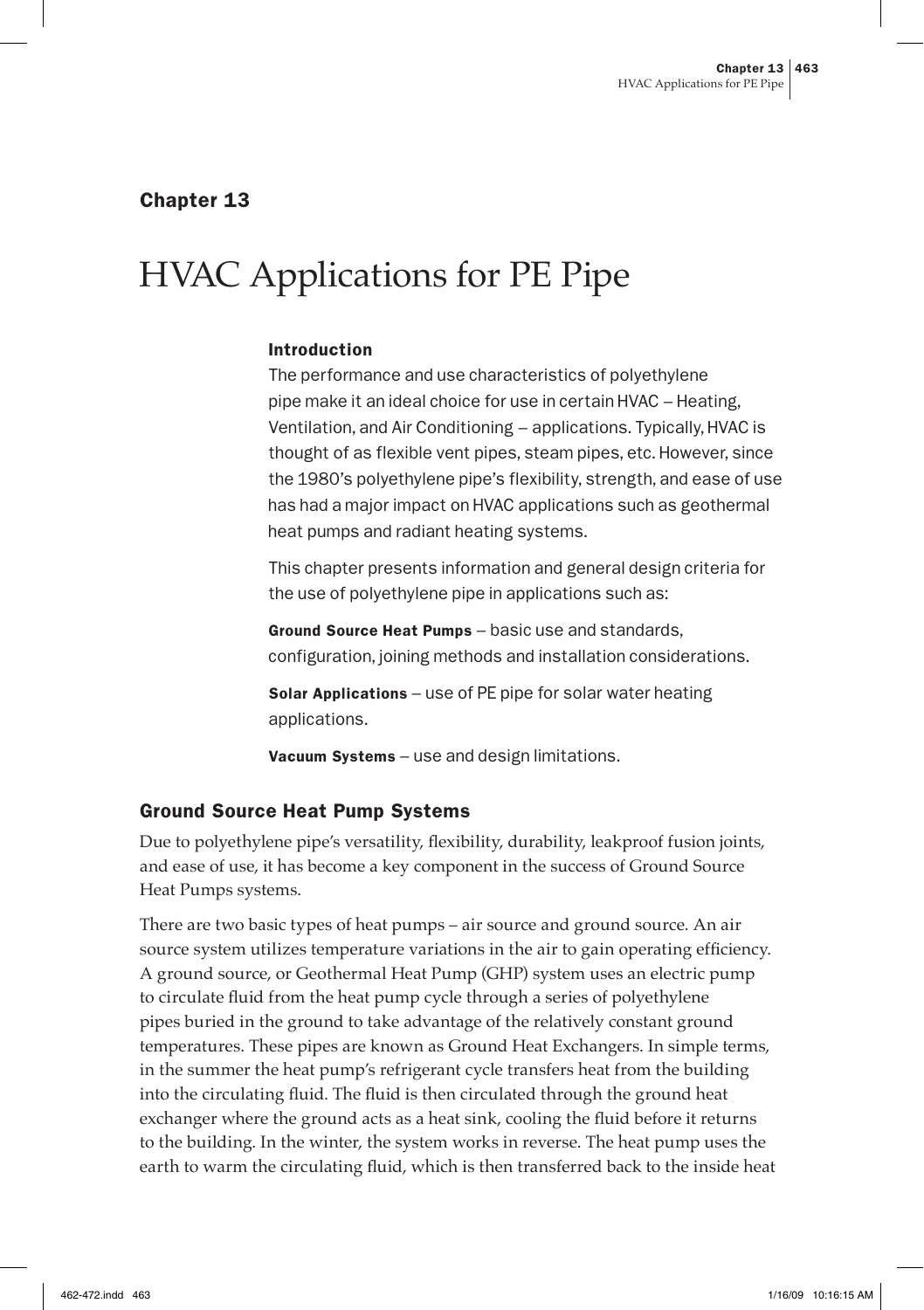# Chapter 13

# HVAC Applications for PE Pipe

### Introduction

The performance and use characteristics of polyethylene pipe make it an ideal choice for use in certain HVAC – Heating, Ventilation, and Air Conditioning – applications. Typically, HVAC is thought of as flexible vent pipes, steam pipes, etc. However, since the 1980's polyethylene pipe's flexibility, strength, and ease of use has had a major impact on HVAC applications such as geothermal heat pumps and radiant heating systems.

This chapter presents information and general design criteria for the use of polyethylene pipe in applications such as:

**Ground Source Heat Pumps** – basic use and standards, configuration, joining methods and installation considerations.

**Solar Applications** – use of PE pipe for solar water heating applications.

**Vacuum Systems** – use and design limitations.

## Ground Source Heat Pump Systems

Due to polyethylene pipe's versatility, flexibility, durability, leakproof fusion joints, and ease of use, it has become a key component in the success of Ground Source Heat Pumps systems.

There are two basic types of heat pumps – air source and ground source. An air source system utilizes temperature variations in the air to gain operating efficiency. A ground source, or Geothermal Heat Pump (GHP) system uses an electric pump to circulate fluid from the heat pump cycle through a series of polyethylene pipes buried in the ground to take advantage of the relatively constant ground temperatures. These pipes are known as Ground Heat Exchangers. In simple terms, in the summer the heat pump's refrigerant cycle transfers heat from the building into the circulating fluid. The fluid is then circulated through the ground heat exchanger where the ground acts as a heat sink, cooling the fluid before it returns to the building. In the winter, the system works in reverse. The heat pump uses the earth to warm the circulating fluid, which is then transferred back to the inside heat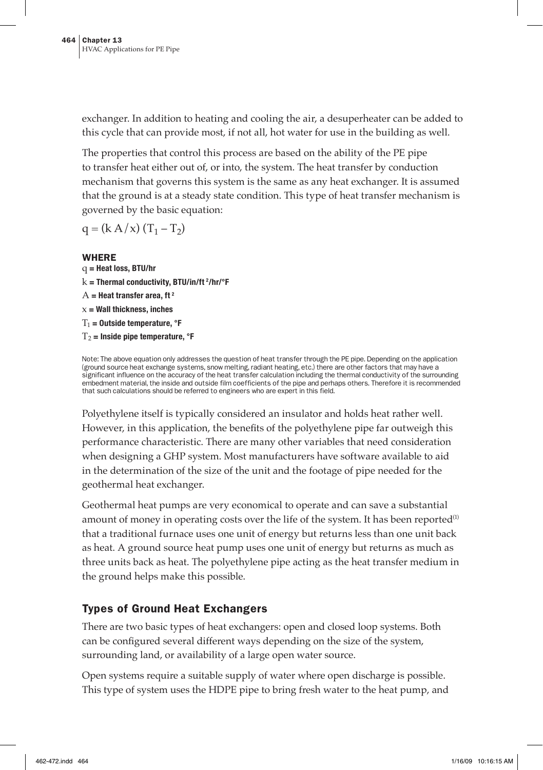exchanger. In addition to heating and cooling the air, a desuperheater can be added to this cycle that can provide most, if not all, hot water for use in the building as well.

The properties that control this process are based on the ability of the PE pipe to transfer heat either out of, or into, the system. The heat transfer by conduction mechanism that governs this system is the same as any heat exchanger. It is assumed that the ground is at a steady state condition. This type of heat transfer mechanism is governed by the basic equation:

$$q = (k\,A/x)\,(T_1 - T_2)$$

**WHERE**

- $q$ = **Heat loss, BTU/hr**
- $k$ = **Thermal conductivity, BTU/in/ft$^2$/hr/°F**
- $A$ = **Heat transfer area, ft$^2$**
- $x$ = **Wall thickness, inches**
- $T_1$ = **Outside temperature, °F**
- $T_2$ = **Inside pipe temperature, °F**

Note: The above equation only addresses the question of heat transfer through the PE pipe. Depending on the application (ground source heat exchange systems, snow melting, radiant heating, etc.) there are other factors that may have a significant influence on the accuracy of the heat transfer calculation including the thermal conductivity of the surrounding embedment material, the inside and outside film coefficients of the pipe and perhaps others. Therefore it is recommended that such calculations should be referred to engineers who are expert in this field.

Polyethylene itself is typically considered an insulator and holds heat rather well. However, in this application, the benefits of the polyethylene pipe far outweigh this performance characteristic. There are many other variables that need consideration when designing a GHP system. Most manufacturers have software available to aid in the determination of the size of the unit and the footage of pipe needed for the geothermal heat exchanger.

Geothermal heat pumps are very economical to operate and can save a substantial amount of money in operating costs over the life of the system. It has been reported[1] that a traditional furnace uses one unit of energy but returns less than one unit back as heat. A ground source heat pump uses one unit of energy but returns as much as three units back as heat. The polyethylene pipe acting as the heat transfer medium in the ground helps make this possible.

## Types of Ground Heat Exchangers

There are two basic types of heat exchangers: open and closed loop systems. Both can be configured several different ways depending on the size of the system, surrounding land, or availability of a large open water source.

Open systems require a suitable supply of water where open discharge is possible. This type of system uses the HDPE pipe to bring fresh water to the heat pump, and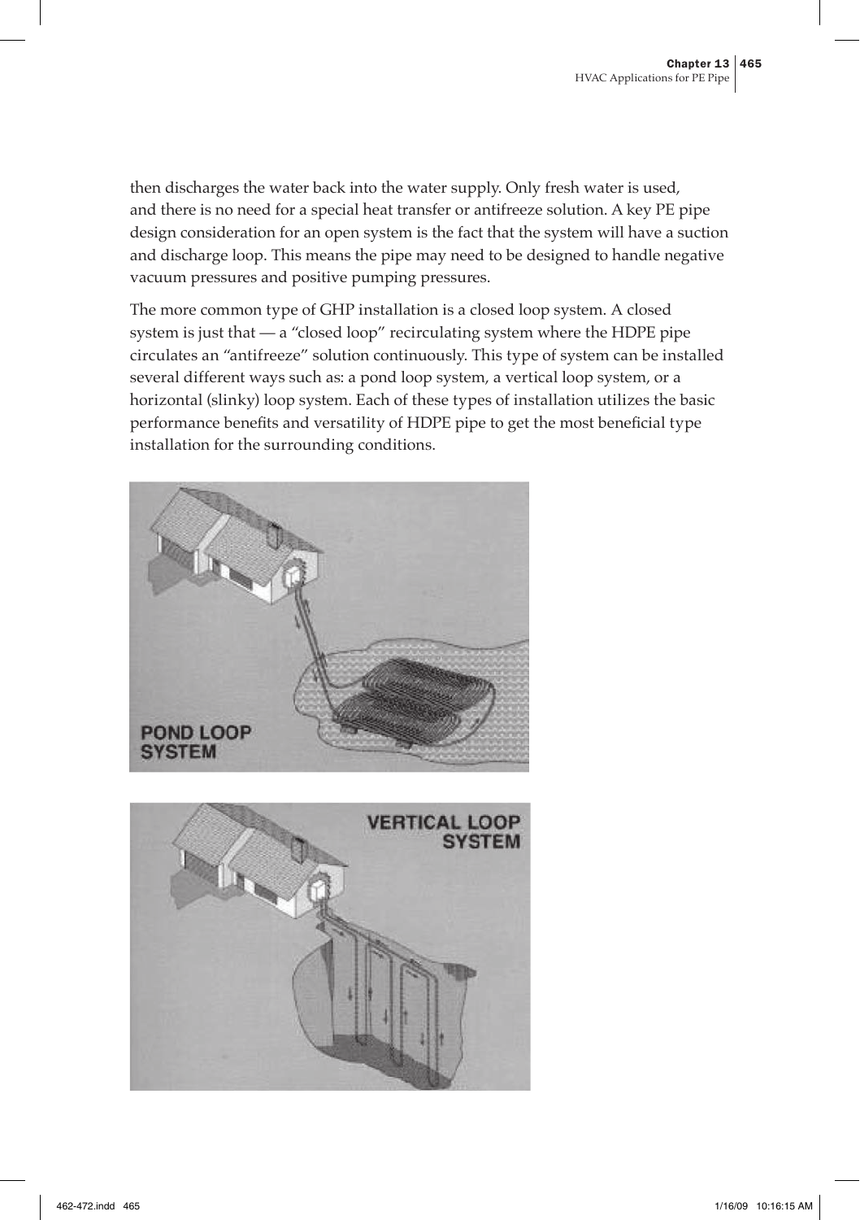then discharges the water back into the water supply. Only fresh water is used, and there is no need for a special heat transfer or antifreeze solution. A key PE pipe design consideration for an open system is the fact that the system will have a suction and discharge loop. This means the pipe may need to be designed to handle negative vacuum pressures and positive pumping pressures.

The more common type of GHP installation is a closed loop system. A closed system is just that — a "closed loop" recirculating system where the HDPE pipe circulates an "antifreeze" solution continuously. This type of system can be installed several different ways such as: a pond loop system, a vertical loop system, or a horizontal (slinky) loop system. Each of these types of installation utilizes the basic performance benefits and versatility of HDPE pipe to get the most beneficial type installation for the surrounding conditions.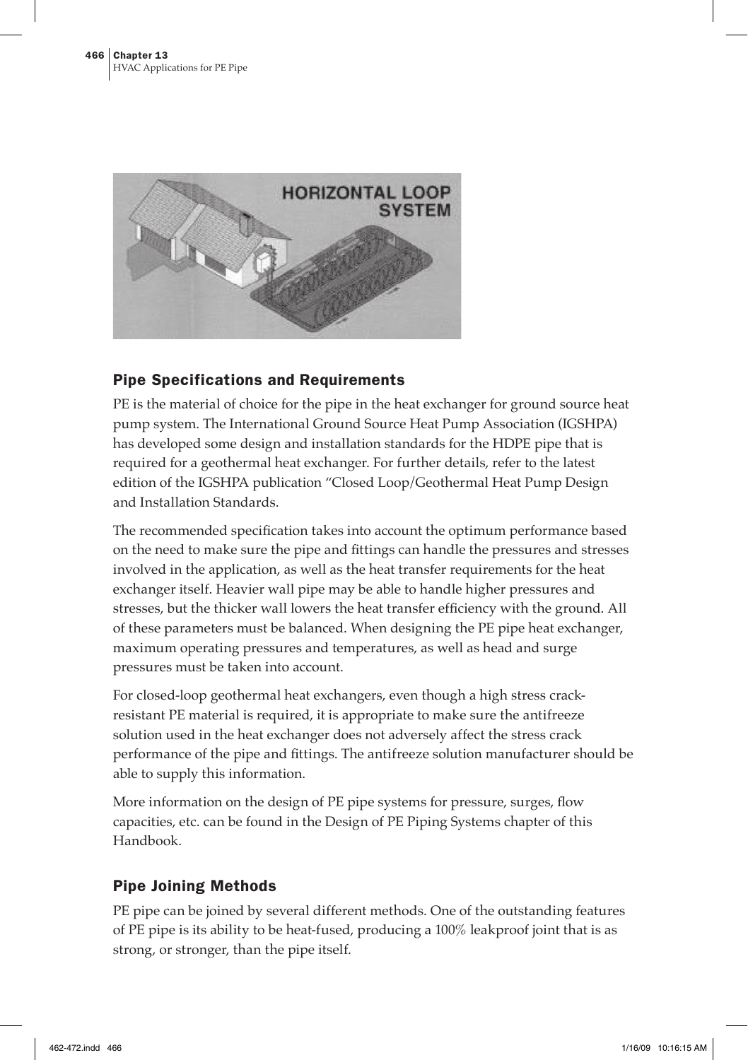## Pipe Specifications and Requirements

PE is the material of choice for the pipe in the heat exchanger for ground source heat pump system. The International Ground Source Heat Pump Association (IGSHPA) has developed some design and installation standards for the HDPE pipe that is required for a geothermal heat exchanger. For further details, refer to the latest edition of the IGSHPA publication "Closed Loop/Geothermal Heat Pump Design and Installation Standards.

The recommended specification takes into account the optimum performance based on the need to make sure the pipe and fittings can handle the pressures and stresses involved in the application, as well as the heat transfer requirements for the heat exchanger itself. Heavier wall pipe may be able to handle higher pressures and stresses, but the thicker wall lowers the heat transfer efficiency with the ground. All of these parameters must be balanced. When designing the PE pipe heat exchanger, maximum operating pressures and temperatures, as well as head and surge pressures must be taken into account.

For closed-loop geothermal heat exchangers, even though a high stress crack-resistant PE material is required, it is appropriate to make sure the antifreeze solution used in the heat exchanger does not adversely affect the stress crack performance of the pipe and fittings. The antifreeze solution manufacturer should be able to supply this information.

More information on the design of PE pipe systems for pressure, surges, flow capacities, etc. can be found in the Design of PE Piping Systems chapter of this Handbook.

## Pipe Joining Methods

PE pipe can be joined by several different methods. One of the outstanding features of PE pipe is its ability to be heat-fused, producing a 100% leakproof joint that is as strong, or stronger, than the pipe itself.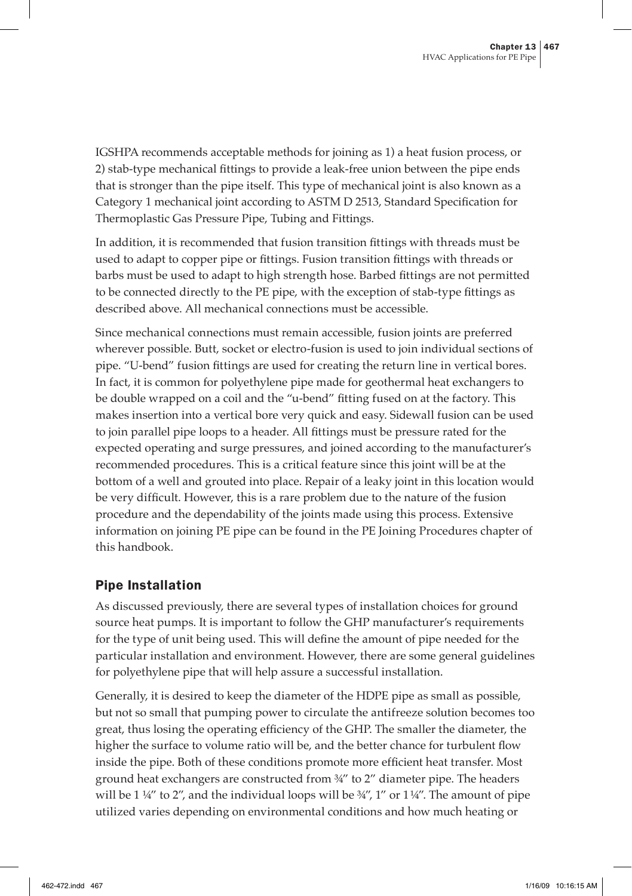IGSHPA recommends acceptable methods for joining as 1) a heat fusion process, or 2) stab-type mechanical fittings to provide a leak-free union between the pipe ends that is stronger than the pipe itself. This type of mechanical joint is also known as a Category 1 mechanical joint according to ASTM D 2513, Standard Specification for Thermoplastic Gas Pressure Pipe, Tubing and Fittings.

In addition, it is recommended that fusion transition fittings with threads must be used to adapt to copper pipe or fittings. Fusion transition fittings with threads or barbs must be used to adapt to high strength hose. Barbed fittings are not permitted to be connected directly to the PE pipe, with the exception of stab-type fittings as described above. All mechanical connections must be accessible.

Since mechanical connections must remain accessible, fusion joints are preferred wherever possible. Butt, socket or electro-fusion is used to join individual sections of pipe. "U-bend" fusion fittings are used for creating the return line in vertical bores. In fact, it is common for polyethylene pipe made for geothermal heat exchangers to be double wrapped on a coil and the "u-bend" fitting fused on at the factory. This makes insertion into a vertical bore very quick and easy. Sidewall fusion can be used to join parallel pipe loops to a header. All fittings must be pressure rated for the expected operating and surge pressures, and joined according to the manufacturer's recommended procedures. This is a critical feature since this joint will be at the bottom of a well and grouted into place. Repair of a leaky joint in this location would be very difficult. However, this is a rare problem due to the nature of the fusion procedure and the dependability of the joints made using this process. Extensive information on joining PE pipe can be found in the PE Joining Procedures chapter of this handbook.

## Pipe Installation

As discussed previously, there are several types of installation choices for ground source heat pumps. It is important to follow the GHP manufacturer's requirements for the type of unit being used. This will define the amount of pipe needed for the particular installation and environment. However, there are some general guidelines for polyethylene pipe that will help assure a successful installation.

Generally, it is desired to keep the diameter of the HDPE pipe as small as possible, but not so small that pumping power to circulate the antifreeze solution becomes too great, thus losing the operating efficiency of the GHP. The smaller the diameter, the higher the surface to volume ratio will be, and the better chance for turbulent flow inside the pipe. Both of these conditions promote more efficient heat transfer. Most ground heat exchangers are constructed from ¾" to 2" diameter pipe. The headers will be 1 ¼" to 2", and the individual loops will be ¾", 1" or 1 ¼". The amount of pipe utilized varies depending on environmental conditions and how much heating or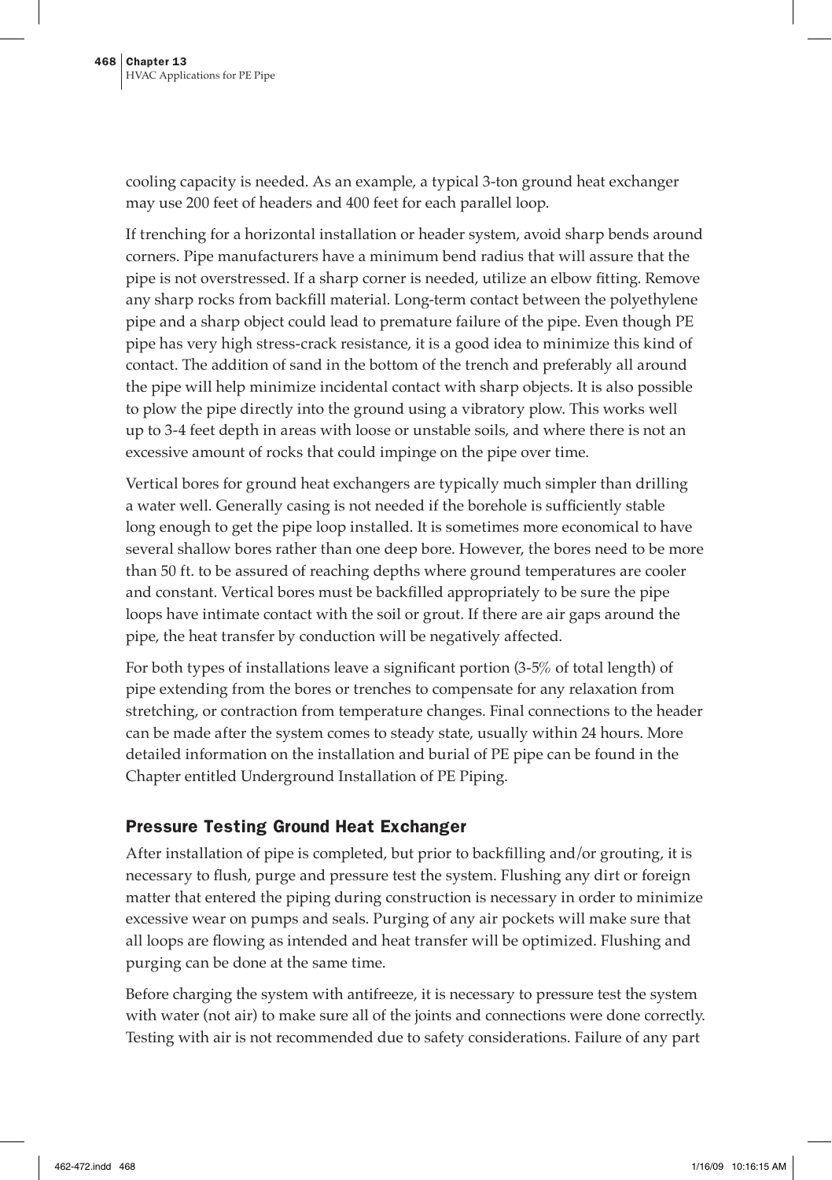cooling capacity is needed. As an example, a typical 3-ton ground heat exchanger may use 200 feet of headers and 400 feet for each parallel loop.

If trenching for a horizontal installation or header system, avoid sharp bends around corners. Pipe manufacturers have a minimum bend radius that will assure that the pipe is not overstressed. If a sharp corner is needed, utilize an elbow fitting. Remove any sharp rocks from backfill material. Long-term contact between the polyethylene pipe and a sharp object could lead to premature failure of the pipe. Even though PE pipe has very high stress-crack resistance, it is a good idea to minimize this kind of contact. The addition of sand in the bottom of the trench and preferably all around the pipe will help minimize incidental contact with sharp objects. It is also possible to plow the pipe directly into the ground using a vibratory plow. This works well up to 3-4 feet depth in areas with loose or unstable soils, and where there is not an excessive amount of rocks that could impinge on the pipe over time.

Vertical bores for ground heat exchangers are typically much simpler than drilling a water well. Generally casing is not needed if the borehole is sufficiently stable long enough to get the pipe loop installed. It is sometimes more economical to have several shallow bores rather than one deep bore. However, the bores need to be more than 50 ft. to be assured of reaching depths where ground temperatures are cooler and constant. Vertical bores must be backfilled appropriately to be sure the pipe loops have intimate contact with the soil or grout. If there are air gaps around the pipe, the heat transfer by conduction will be negatively affected.

For both types of installations leave a significant portion (3-5% of total length) of pipe extending from the bores or trenches to compensate for any relaxation from stretching, or contraction from temperature changes. Final connections to the header can be made after the system comes to steady state, usually within 24 hours. More detailed information on the installation and burial of PE pipe can be found in the Chapter entitled Underground Installation of PE Piping.

## Pressure Testing Ground Heat Exchanger

After installation of pipe is completed, but prior to backfilling and/or grouting, it is necessary to flush, purge and pressure test the system. Flushing any dirt or foreign matter that entered the piping during construction is necessary in order to minimize excessive wear on pumps and seals. Purging of any air pockets will make sure that all loops are flowing as intended and heat transfer will be optimized. Flushing and purging can be done at the same time.

Before charging the system with antifreeze, it is necessary to pressure test the system with water (not air) to make sure all of the joints and connections were done correctly. Testing with air is not recommended due to safety considerations. Failure of any part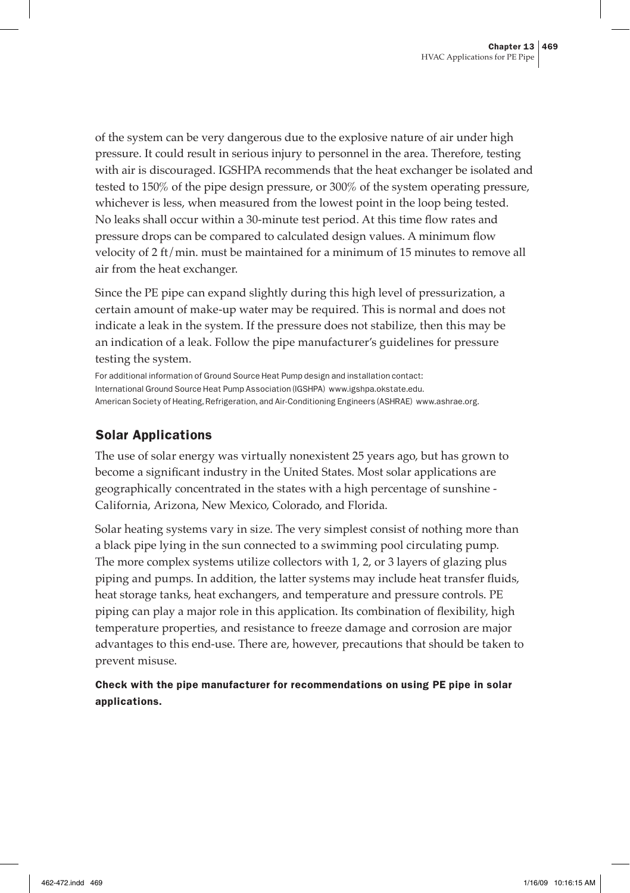of the system can be very dangerous due to the explosive nature of air under high pressure. It could result in serious injury to personnel in the area. Therefore, testing with air is discouraged. IGSHPA recommends that the heat exchanger be isolated and tested to 150% of the pipe design pressure, or 300% of the system operating pressure, whichever is less, when measured from the lowest point in the loop being tested. No leaks shall occur within a 30-minute test period. At this time flow rates and pressure drops can be compared to calculated design values. A minimum flow velocity of 2 ft/min. must be maintained for a minimum of 15 minutes to remove all air from the heat exchanger.

Since the PE pipe can expand slightly during this high level of pressurization, a certain amount of make-up water may be required. This is normal and does not indicate a leak in the system. If the pressure does not stabilize, then this may be an indication of a leak. Follow the pipe manufacturer's guidelines for pressure testing the system.

For additional information of Ground Source Heat Pump design and installation contact:
International Ground Source Heat Pump Association (IGSHPA) www.igshpa.okstate.edu.
American Society of Heating, Refrigeration, and Air-Conditioning Engineers (ASHRAE) www.ashrae.org.

## Solar Applications

The use of solar energy was virtually nonexistent 25 years ago, but has grown to become a significant industry in the United States. Most solar applications are geographically concentrated in the states with a high percentage of sunshine - California, Arizona, New Mexico, Colorado, and Florida.

Solar heating systems vary in size. The very simplest consist of nothing more than a black pipe lying in the sun connected to a swimming pool circulating pump. The more complex systems utilize collectors with 1, 2, or 3 layers of glazing plus piping and pumps. In addition, the latter systems may include heat transfer fluids, heat storage tanks, heat exchangers, and temperature and pressure controls. PE piping can play a major role in this application. Its combination of flexibility, high temperature properties, and resistance to freeze damage and corrosion are major advantages to this end-use. There are, however, precautions that should be taken to prevent misuse.

**Check with the pipe manufacturer for recommendations on using PE pipe in solar applications.**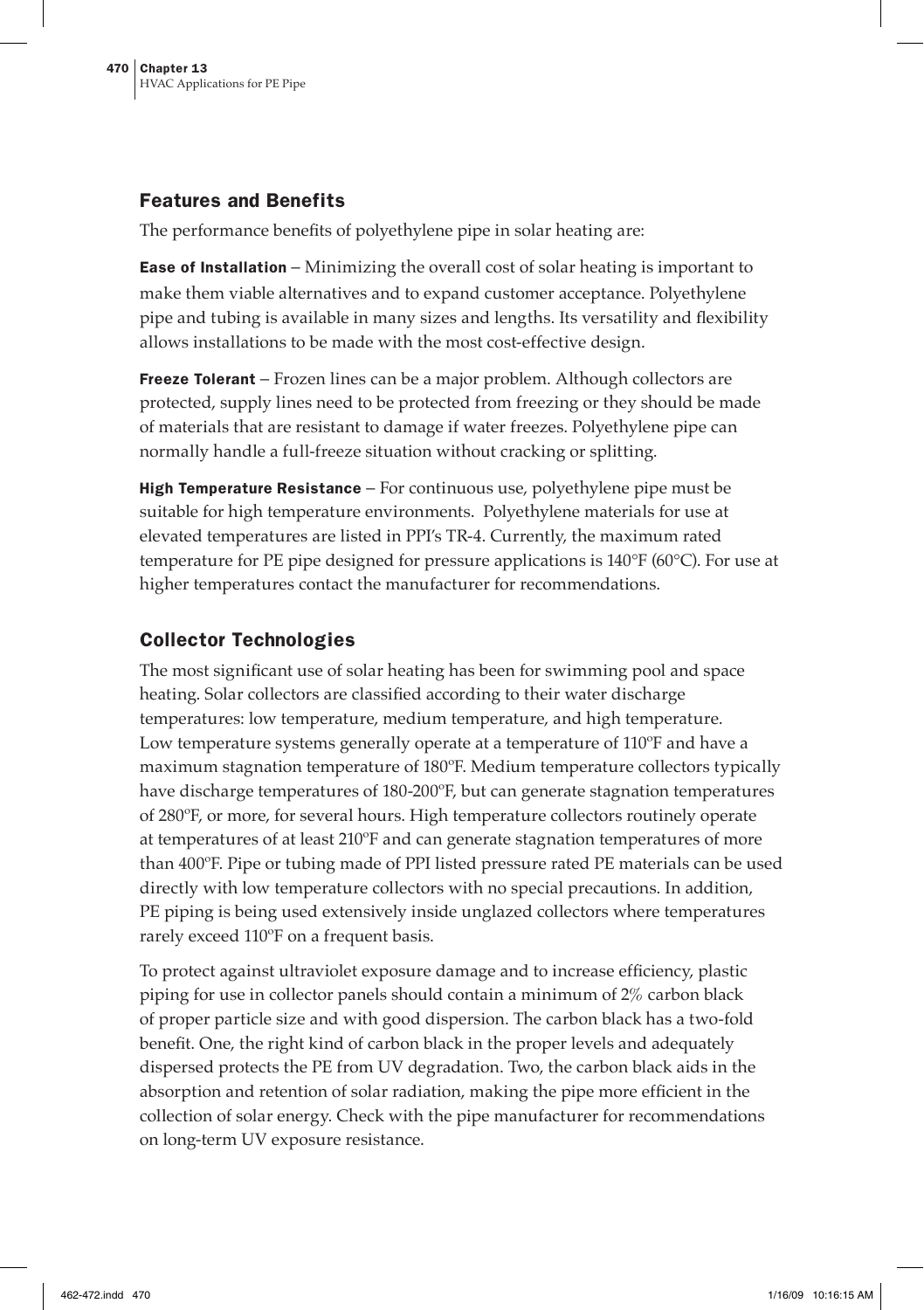## Features and Benefits

The performance benefits of polyethylene pipe in solar heating are:

**Ease of Installation** – Minimizing the overall cost of solar heating is important to make them viable alternatives and to expand customer acceptance. Polyethylene pipe and tubing is available in many sizes and lengths. Its versatility and flexibility allows installations to be made with the most cost-effective design.

**Freeze Tolerant** – Frozen lines can be a major problem. Although collectors are protected, supply lines need to be protected from freezing or they should be made of materials that are resistant to damage if water freezes. Polyethylene pipe can normally handle a full-freeze situation without cracking or splitting.

**High Temperature Resistance** – For continuous use, polyethylene pipe must be suitable for high temperature environments. Polyethylene materials for use at elevated temperatures are listed in PPI's TR-4. Currently, the maximum rated temperature for PE pipe designed for pressure applications is 140°F (60°C). For use at higher temperatures contact the manufacturer for recommendations.

## Collector Technologies

The most significant use of solar heating has been for swimming pool and space heating. Solar collectors are classified according to their water discharge temperatures: low temperature, medium temperature, and high temperature. Low temperature systems generally operate at a temperature of 110ºF and have a maximum stagnation temperature of 180ºF. Medium temperature collectors typically have discharge temperatures of 180-200ºF, but can generate stagnation temperatures of 280ºF, or more, for several hours. High temperature collectors routinely operate at temperatures of at least 210ºF and can generate stagnation temperatures of more than 400ºF. Pipe or tubing made of PPI listed pressure rated PE materials can be used directly with low temperature collectors with no special precautions. In addition, PE piping is being used extensively inside unglazed collectors where temperatures rarely exceed 110ºF on a frequent basis.

To protect against ultraviolet exposure damage and to increase efficiency, plastic piping for use in collector panels should contain a minimum of 2% carbon black of proper particle size and with good dispersion. The carbon black has a two-fold benefit. One, the right kind of carbon black in the proper levels and adequately dispersed protects the PE from UV degradation. Two, the carbon black aids in the absorption and retention of solar radiation, making the pipe more efficient in the collection of solar energy. Check with the pipe manufacturer for recommendations on long-term UV exposure resistance.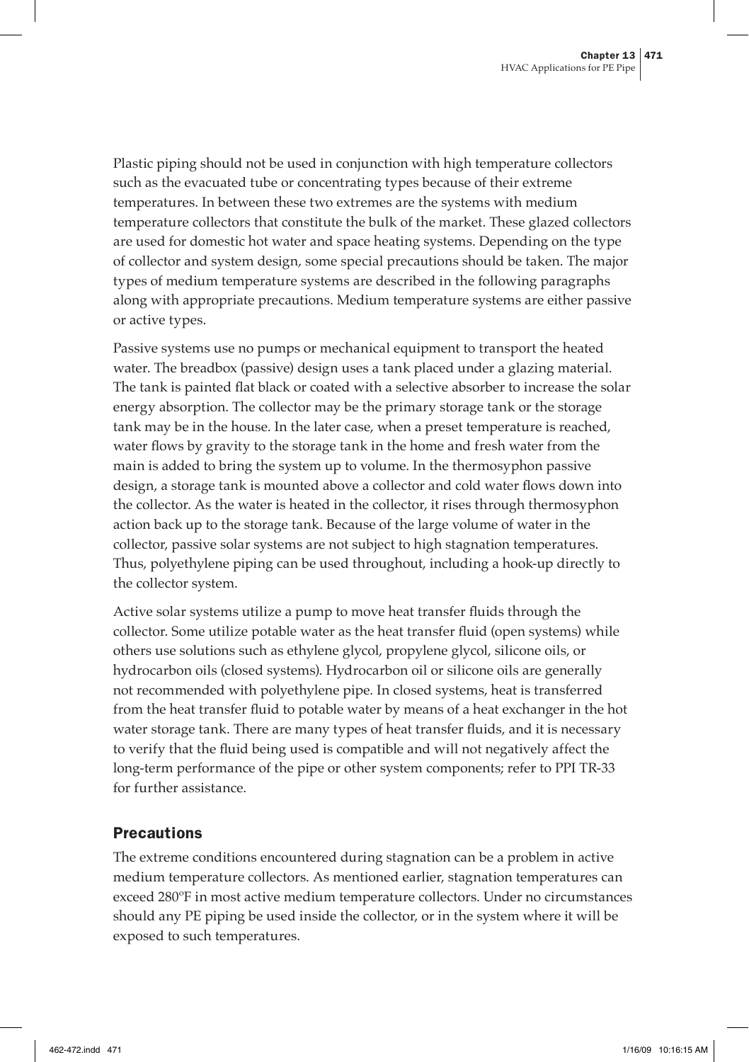Plastic piping should not be used in conjunction with high temperature collectors such as the evacuated tube or concentrating types because of their extreme temperatures. In between these two extremes are the systems with medium temperature collectors that constitute the bulk of the market. These glazed collectors are used for domestic hot water and space heating systems. Depending on the type of collector and system design, some special precautions should be taken. The major types of medium temperature systems are described in the following paragraphs along with appropriate precautions. Medium temperature systems are either passive or active types.

Passive systems use no pumps or mechanical equipment to transport the heated water. The breadbox (passive) design uses a tank placed under a glazing material. The tank is painted flat black or coated with a selective absorber to increase the solar energy absorption. The collector may be the primary storage tank or the storage tank may be in the house. In the later case, when a preset temperature is reached, water flows by gravity to the storage tank in the home and fresh water from the main is added to bring the system up to volume. In the thermosyphon passive design, a storage tank is mounted above a collector and cold water flows down into the collector. As the water is heated in the collector, it rises through thermosyphon action back up to the storage tank. Because of the large volume of water in the collector, passive solar systems are not subject to high stagnation temperatures. Thus, polyethylene piping can be used throughout, including a hook-up directly to the collector system.

Active solar systems utilize a pump to move heat transfer fluids through the collector. Some utilize potable water as the heat transfer fluid (open systems) while others use solutions such as ethylene glycol, propylene glycol, silicone oils, or hydrocarbon oils (closed systems). Hydrocarbon oil or silicone oils are generally not recommended with polyethylene pipe. In closed systems, heat is transferred from the heat transfer fluid to potable water by means of a heat exchanger in the hot water storage tank. There are many types of heat transfer fluids, and it is necessary to verify that the fluid being used is compatible and will not negatively affect the long-term performance of the pipe or other system components; refer to PPI TR-33 for further assistance.

## Precautions

The extreme conditions encountered during stagnation can be a problem in active medium temperature collectors. As mentioned earlier, stagnation temperatures can exceed 280ºF in most active medium temperature collectors. Under no circumstances should any PE piping be used inside the collector, or in the system where it will be exposed to such temperatures.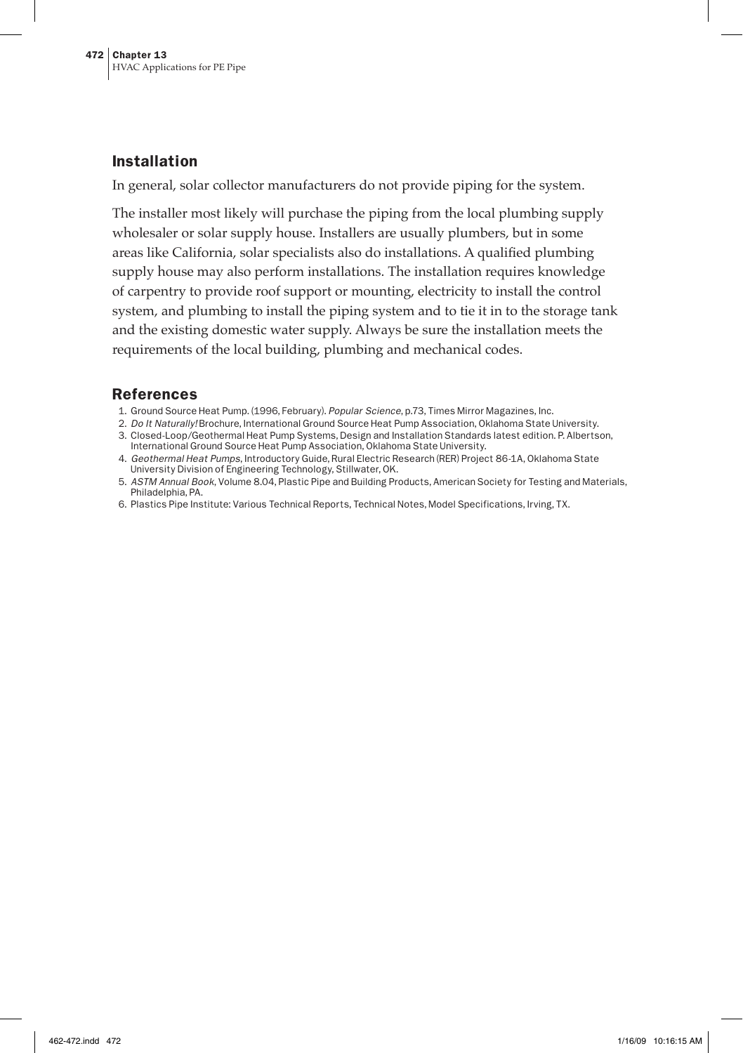## Installation

In general, solar collector manufacturers do not provide piping for the system.

The installer most likely will purchase the piping from the local plumbing supply wholesaler or solar supply house. Installers are usually plumbers, but in some areas like California, solar specialists also do installations. A qualified plumbing supply house may also perform installations. The installation requires knowledge of carpentry to provide roof support or mounting, electricity to install the control system, and plumbing to install the piping system and to tie it in to the storage tank and the existing domestic water supply. Always be sure the installation meets the requirements of the local building, plumbing and mechanical codes.

## References

1. Ground Source Heat Pump. (1996, February). *Popular Science*, p.73, Times Mirror Magazines, Inc.
2. *Do It Naturally!* Brochure, International Ground Source Heat Pump Association, Oklahoma State University.
3. Closed-Loop/Geothermal Heat Pump Systems, Design and Installation Standards latest edition. P. Albertson, International Ground Source Heat Pump Association, Oklahoma State University.
4. *Geothermal Heat Pumps*, Introductory Guide, Rural Electric Research (RER) Project 86-1A, Oklahoma State University Division of Engineering Technology, Stillwater, OK.
5. *ASTM Annual Book*, Volume 8.04, Plastic Pipe and Building Products, American Society for Testing and Materials, Philadelphia, PA.
6. Plastics Pipe Institute: Various Technical Reports, Technical Notes, Model Specifications, Irving, TX.